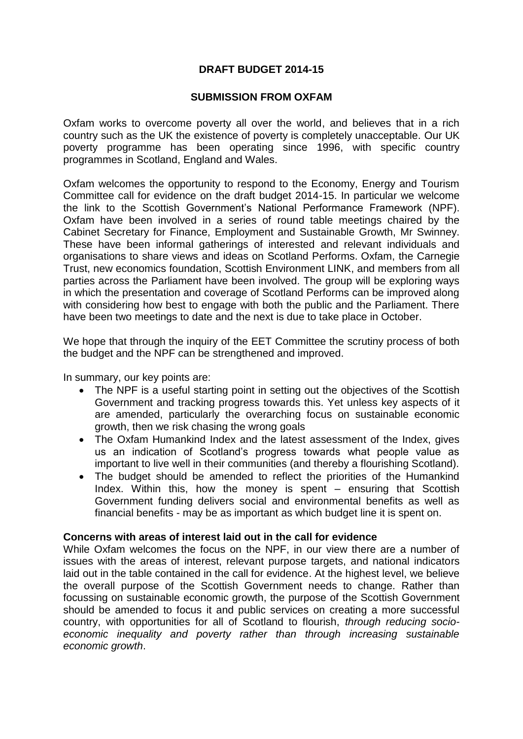**DRAFT BUDGET 2014-15**

**SUBMISSION FROM OXFAM**

Oxfam works to overcome poverty all over the world, and believes that in a rich country such as the UK the existence of poverty is completely unacceptable. Our UK poverty programme has been operating since 1996, with specific country programmes in Scotland, England and Wales.

Oxfam welcomes the opportunity to respond to the Economy, Energy and Tourism Committee call for evidence on the draft budget 2014-15. In particular we welcome the link to the Scottish Government's National Performance Framework (NPF). Oxfam have been involved in a series of round table meetings chaired by the Cabinet Secretary for Finance, Employment and Sustainable Growth, Mr Swinney. These have been informal gatherings of interested and relevant individuals and organisations to share views and ideas on Scotland Performs. Oxfam, the Carnegie Trust, new economics foundation, Scottish Environment LINK, and members from all parties across the Parliament have been involved. The group will be exploring ways in which the presentation and coverage of Scotland Performs can be improved along with considering how best to engage with both the public and the Parliament. There have been two meetings to date and the next is due to take place in October.

We hope that through the inquiry of the EET Committee the scrutiny process of both the budget and the NPF can be strengthened and improved.

In summary, our key points are:

- The NPF is a useful starting point in setting out the objectives of the Scottish Government and tracking progress towards this. Yet unless key aspects of it are amended, particularly the overarching focus on sustainable economic growth, then we risk chasing the wrong goals
- The Oxfam Humankind Index and the latest assessment of the Index, gives us an indication of Scotland's progress towards what people value as important to live well in their communities (and thereby a flourishing Scotland).
- The budget should be amended to reflect the priorities of the Humankind Index. Within this, how the money is spent – ensuring that Scottish Government funding delivers social and environmental benefits as well as financial benefits - may be as important as which budget line it is spent on.

**Concerns with areas of interest laid out in the call for evidence**

While Oxfam welcomes the focus on the NPF, in our view there are a number of issues with the areas of interest, relevant purpose targets, and national indicators laid out in the table contained in the call for evidence. At the highest level, we believe the overall purpose of the Scottish Government needs to change. Rather than focussing on sustainable economic growth, the purpose of the Scottish Government should be amended to focus it and public services on creating a more successful country, with opportunities for all of Scotland to flourish, *through reducing socio-economic inequality and poverty rather than through increasing sustainable economic growth*.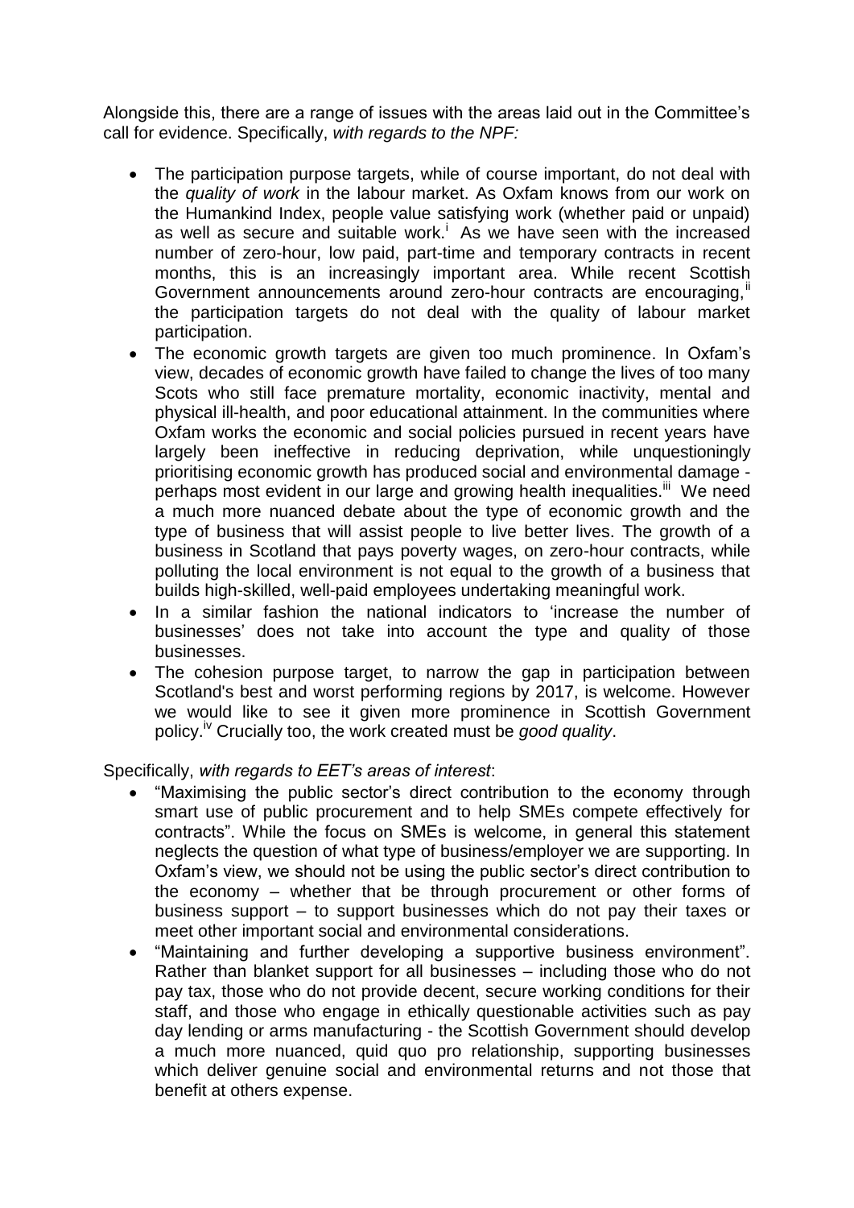Alongside this, there are a range of issues with the areas laid out in the Committee's call for evidence. Specifically, *with regards to the NPF:*

- The participation purpose targets, while of course important, do not deal with the *quality of work* in the labour market. As Oxfam knows from our work on the Humankind Index, people value satisfying work (whether paid or unpaid) as well as secure and suitable work.[i] As we have seen with the increased number of zero-hour, low paid, part-time and temporary contracts in recent months, this is an increasingly important area. While recent Scottish Government announcements around zero-hour contracts are encouraging,[ii] the participation targets do not deal with the quality of labour market participation.
- The economic growth targets are given too much prominence. In Oxfam's view, decades of economic growth have failed to change the lives of too many Scots who still face premature mortality, economic inactivity, mental and physical ill-health, and poor educational attainment. In the communities where Oxfam works the economic and social policies pursued in recent years have largely been ineffective in reducing deprivation, while unquestioningly prioritising economic growth has produced social and environmental damage - perhaps most evident in our large and growing health inequalities.[iii] We need a much more nuanced debate about the type of economic growth and the type of business that will assist people to live better lives. The growth of a business in Scotland that pays poverty wages, on zero-hour contracts, while polluting the local environment is not equal to the growth of a business that builds high-skilled, well-paid employees undertaking meaningful work.
- In a similar fashion the national indicators to 'increase the number of businesses' does not take into account the type and quality of those businesses.
- The cohesion purpose target, to narrow the gap in participation between Scotland's best and worst performing regions by 2017, is welcome. However we would like to see it given more prominence in Scottish Government policy.[iv] Crucially too, the work created must be *good quality*.

Specifically, *with regards to EET's areas of interest*:

- "Maximising the public sector's direct contribution to the economy through smart use of public procurement and to help SMEs compete effectively for contracts". While the focus on SMEs is welcome, in general this statement neglects the question of what type of business/employer we are supporting. In Oxfam's view, we should not be using the public sector's direct contribution to the economy – whether that be through procurement or other forms of business support – to support businesses which do not pay their taxes or meet other important social and environmental considerations.
- "Maintaining and further developing a supportive business environment". Rather than blanket support for all businesses – including those who do not pay tax, those who do not provide decent, secure working conditions for their staff, and those who engage in ethically questionable activities such as pay day lending or arms manufacturing - the Scottish Government should develop a much more nuanced, quid quo pro relationship, supporting businesses which deliver genuine social and environmental returns and not those that benefit at others expense.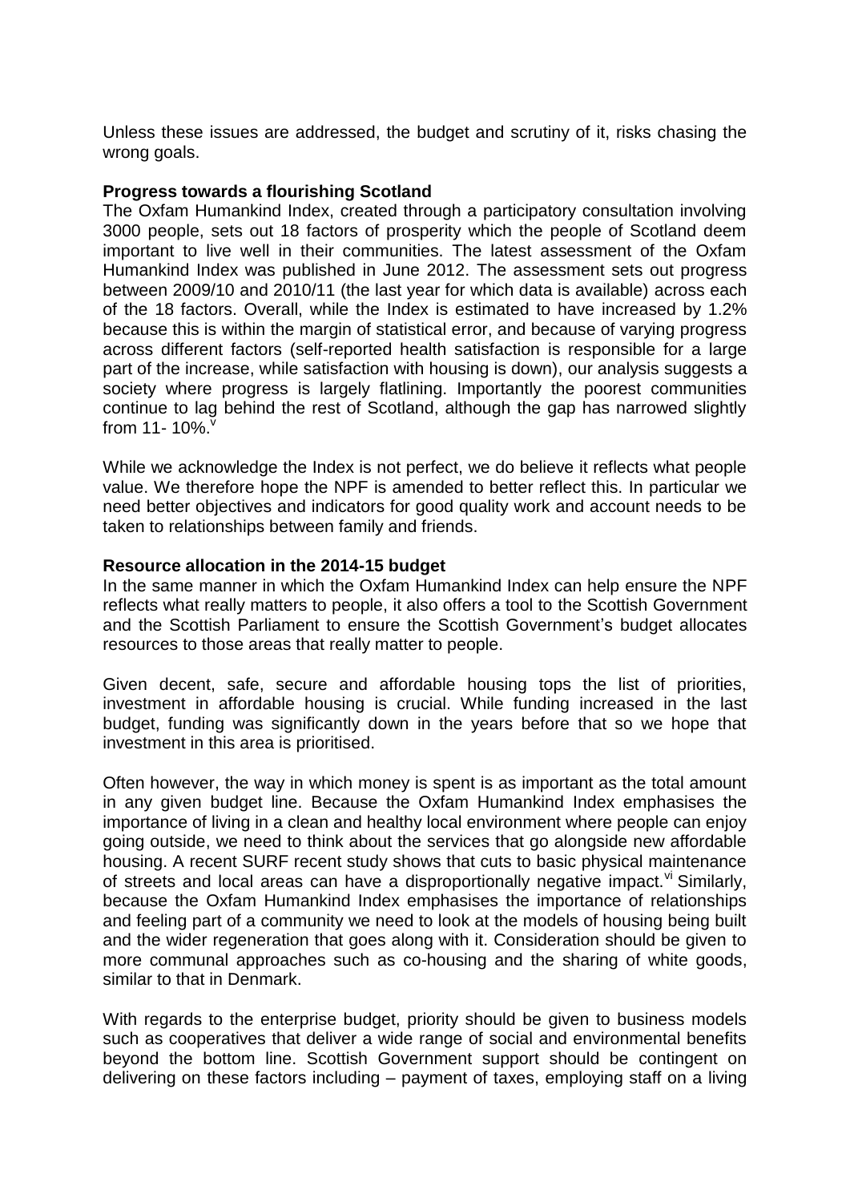Unless these issues are addressed, the budget and scrutiny of it, risks chasing the wrong goals.

**Progress towards a flourishing Scotland**

The Oxfam Humankind Index, created through a participatory consultation involving 3000 people, sets out 18 factors of prosperity which the people of Scotland deem important to live well in their communities. The latest assessment of the Oxfam Humankind Index was published in June 2012. The assessment sets out progress between 2009/10 and 2010/11 (the last year for which data is available) across each of the 18 factors. Overall, while the Index is estimated to have increased by 1.2% because this is within the margin of statistical error, and because of varying progress across different factors (self-reported health satisfaction is responsible for a large part of the increase, while satisfaction with housing is down), our analysis suggests a society where progress is largely flatlining. Importantly the poorest communities continue to lag behind the rest of Scotland, although the gap has narrowed slightly from 11- 10%.[v]

While we acknowledge the Index is not perfect, we do believe it reflects what people value. We therefore hope the NPF is amended to better reflect this. In particular we need better objectives and indicators for good quality work and account needs to be taken to relationships between family and friends.

**Resource allocation in the 2014-15 budget**

In the same manner in which the Oxfam Humankind Index can help ensure the NPF reflects what really matters to people, it also offers a tool to the Scottish Government and the Scottish Parliament to ensure the Scottish Government's budget allocates resources to those areas that really matter to people.

Given decent, safe, secure and affordable housing tops the list of priorities, investment in affordable housing is crucial. While funding increased in the last budget, funding was significantly down in the years before that so we hope that investment in this area is prioritised.

Often however, the way in which money is spent is as important as the total amount in any given budget line. Because the Oxfam Humankind Index emphasises the importance of living in a clean and healthy local environment where people can enjoy going outside, we need to think about the services that go alongside new affordable housing. A recent SURF recent study shows that cuts to basic physical maintenance of streets and local areas can have a disproportionally negative impact.[vi] Similarly, because the Oxfam Humankind Index emphasises the importance of relationships and feeling part of a community we need to look at the models of housing being built and the wider regeneration that goes along with it. Consideration should be given to more communal approaches such as co-housing and the sharing of white goods, similar to that in Denmark.

With regards to the enterprise budget, priority should be given to business models such as cooperatives that deliver a wide range of social and environmental benefits beyond the bottom line. Scottish Government support should be contingent on delivering on these factors including – payment of taxes, employing staff on a living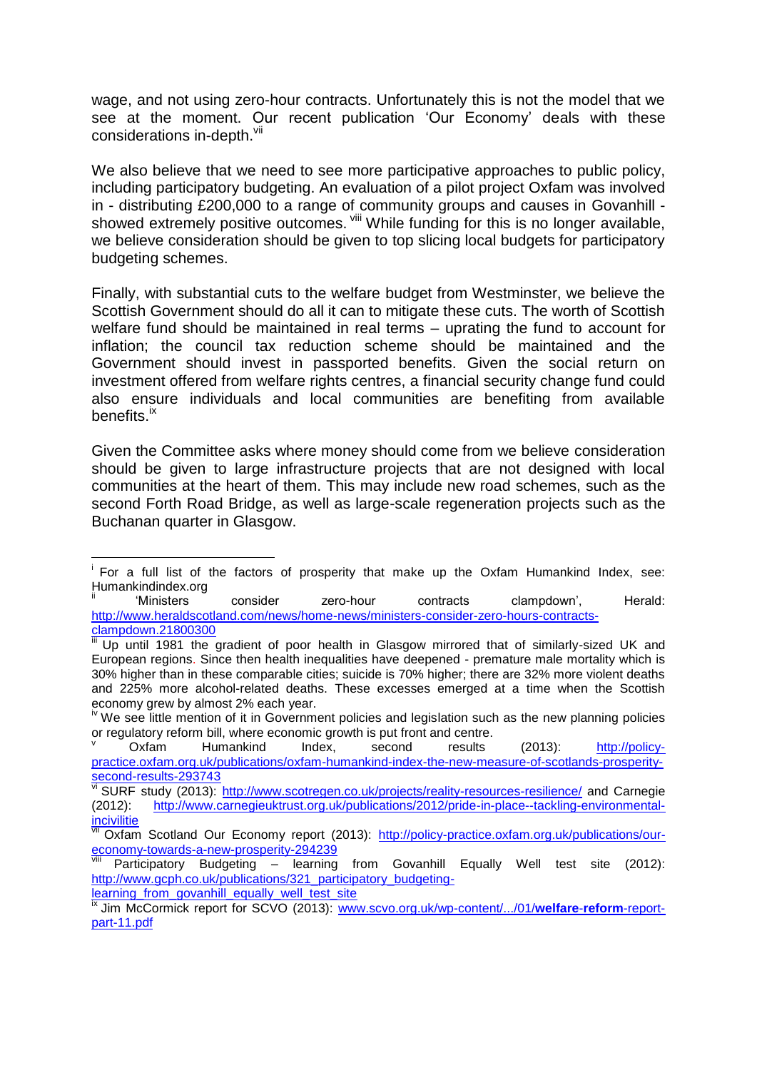wage, and not using zero-hour contracts. Unfortunately this is not the model that we see at the moment. Our recent publication 'Our Economy' deals with these considerations in-depth.[vii]

We also believe that we need to see more participative approaches to public policy, including participatory budgeting. An evaluation of a pilot project Oxfam was involved in - distributing £200,000 to a range of community groups and causes in Govanhill - showed extremely positive outcomes.[viii] While funding for this is no longer available, we believe consideration should be given to top slicing local budgets for participatory budgeting schemes.

Finally, with substantial cuts to the welfare budget from Westminster, we believe the Scottish Government should do all it can to mitigate these cuts. The worth of Scottish welfare fund should be maintained in real terms – uprating the fund to account for inflation; the council tax reduction scheme should be maintained and the Government should invest in passported benefits. Given the social return on investment offered from welfare rights centres, a financial security change fund could also ensure individuals and local communities are benefiting from available benefits.[ix]

Given the Committee asks where money should come from we believe consideration should be given to large infrastructure projects that are not designed with local communities at the heart of them. This may include new road schemes, such as the second Forth Road Bridge, as well as large-scale regeneration projects such as the Buchanan quarter in Glasgow.

---

[i] For a full list of the factors of prosperity that make up the Oxfam Humankind Index, see: Humankindindex.org

[ii] 'Ministers consider zero-hour contracts clampdown', Herald: http://www.heraldscotland.com/news/home-news/ministers-consider-zero-hours-contracts-clampdown.21800300

[iii] Up until 1981 the gradient of poor health in Glasgow mirrored that of similarly-sized UK and European regions. Since then health inequalities have deepened - premature male mortality which is 30% higher than in these comparable cities; suicide is 70% higher; there are 32% more violent deaths and 225% more alcohol-related deaths. These excesses emerged at a time when the Scottish economy grew by almost 2% each year.

[iv] We see little mention of it in Government policies and legislation such as the new planning policies or regulatory reform bill, where economic growth is put front and centre.

[v] Oxfam Humankind Index, second results (2013): http://policy-practice.oxfam.org.uk/publications/oxfam-humankind-index-the-new-measure-of-scotlands-prosperity-second-results-293743

[vi] SURF study (2013): http://www.scotregen.co.uk/projects/reality-resources-resilience/ and Carnegie (2012): http://www.carnegieuktrust.org.uk/publications/2012/pride-in-place--tackling-environmental-incivilitie

[vii] Oxfam Scotland Our Economy report (2013): http://policy-practice.oxfam.org.uk/publications/our-economy-towards-a-new-prosperity-294239

[viii] Participatory Budgeting – learning from Govanhill Equally Well test site (2012): http://www.gcph.co.uk/publications/321_participatory_budgeting-learning_from_govanhill_equally_well_test_site

[ix] Jim McCormick report for SCVO (2013): www.scvo.org.uk/wp-content/.../01/**welfare-reform**-report-part-11.pdf